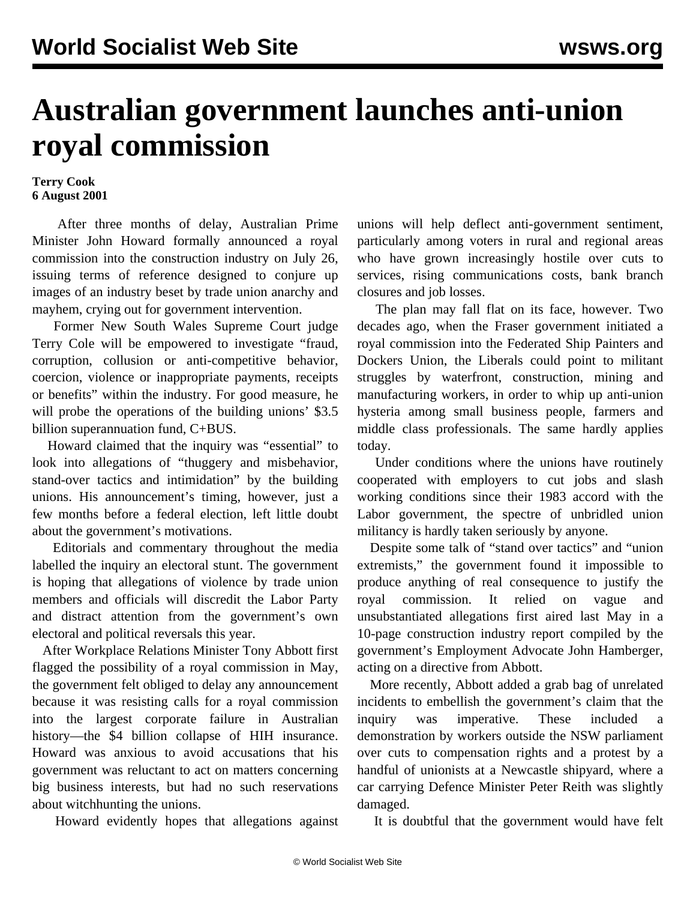# Australian government launches anti-union royal commission

**Terry Cook**
**6 August 2001**

After three months of delay, Australian Prime Minister John Howard formally announced a royal commission into the construction industry on July 26, issuing terms of reference designed to conjure up images of an industry beset by trade union anarchy and mayhem, crying out for government intervention.

Former New South Wales Supreme Court judge Terry Cole will be empowered to investigate "fraud, corruption, collusion or anti-competitive behavior, coercion, violence or inappropriate payments, receipts or benefits" within the industry. For good measure, he will probe the operations of the building unions' $3.5 billion superannuation fund, C+BUS.

Howard claimed that the inquiry was "essential" to look into allegations of "thuggery and misbehavior, stand-over tactics and intimidation" by the building unions. His announcement's timing, however, just a few months before a federal election, left little doubt about the government's motivations.

Editorials and commentary throughout the media labelled the inquiry an electoral stunt. The government is hoping that allegations of violence by trade union members and officials will discredit the Labor Party and distract attention from the government's own electoral and political reversals this year.

After Workplace Relations Minister Tony Abbott first flagged the possibility of a royal commission in May, the government felt obliged to delay any announcement because it was resisting calls for a royal commission into the largest corporate failure in Australian history—the $4 billion collapse of HIH insurance. Howard was anxious to avoid accusations that his government was reluctant to act on matters concerning big business interests, but had no such reservations about witchhunting the unions.

Howard evidently hopes that allegations against unions will help deflect anti-government sentiment, particularly among voters in rural and regional areas who have grown increasingly hostile over cuts to services, rising communications costs, bank branch closures and job losses.

The plan may fall flat on its face, however. Two decades ago, when the Fraser government initiated a royal commission into the Federated Ship Painters and Dockers Union, the Liberals could point to militant struggles by waterfront, construction, mining and manufacturing workers, in order to whip up anti-union hysteria among small business people, farmers and middle class professionals. The same hardly applies today.

Under conditions where the unions have routinely cooperated with employers to cut jobs and slash working conditions since their 1983 accord with the Labor government, the spectre of unbridled union militancy is hardly taken seriously by anyone.

Despite some talk of "stand over tactics" and "union extremists," the government found it impossible to produce anything of real consequence to justify the royal commission. It relied on vague and unsubstantiated allegations first aired last May in a 10-page construction industry report compiled by the government's Employment Advocate John Hamberger, acting on a directive from Abbott.

More recently, Abbott added a grab bag of unrelated incidents to embellish the government's claim that the inquiry was imperative. These included a demonstration by workers outside the NSW parliament over cuts to compensation rights and a protest by a handful of unionists at a Newcastle shipyard, where a car carrying Defence Minister Peter Reith was slightly damaged.

It is doubtful that the government would have felt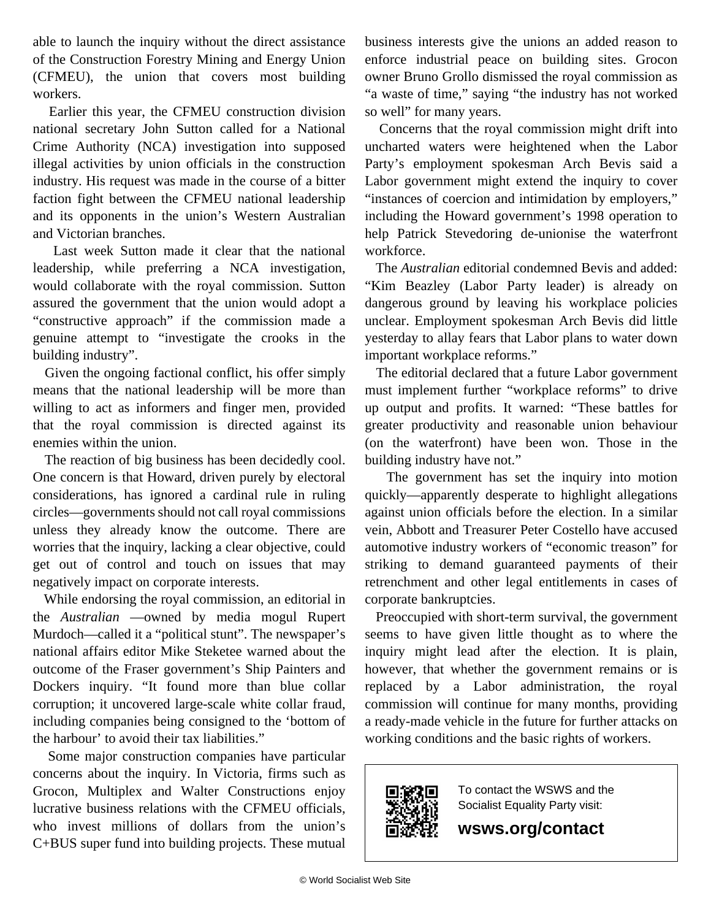able to launch the inquiry without the direct assistance of the Construction Forestry Mining and Energy Union (CFMEU), the union that covers most building workers.

Earlier this year, the CFMEU construction division national secretary John Sutton called for a National Crime Authority (NCA) investigation into supposed illegal activities by union officials in the construction industry. His request was made in the course of a bitter faction fight between the CFMEU national leadership and its opponents in the union's Western Australian and Victorian branches.

Last week Sutton made it clear that the national leadership, while preferring a NCA investigation, would collaborate with the royal commission. Sutton assured the government that the union would adopt a "constructive approach" if the commission made a genuine attempt to "investigate the crooks in the building industry".

Given the ongoing factional conflict, his offer simply means that the national leadership will be more than willing to act as informers and finger men, provided that the royal commission is directed against its enemies within the union.

The reaction of big business has been decidedly cool. One concern is that Howard, driven purely by electoral considerations, has ignored a cardinal rule in ruling circles—governments should not call royal commissions unless they already know the outcome. There are worries that the inquiry, lacking a clear objective, could get out of control and touch on issues that may negatively impact on corporate interests.

While endorsing the royal commission, an editorial in the *Australian* —owned by media mogul Rupert Murdoch—called it a "political stunt". The newspaper's national affairs editor Mike Steketee warned about the outcome of the Fraser government's Ship Painters and Dockers inquiry. "It found more than blue collar corruption; it uncovered large-scale white collar fraud, including companies being consigned to the 'bottom of the harbour' to avoid their tax liabilities."

Some major construction companies have particular concerns about the inquiry. In Victoria, firms such as Grocon, Multiplex and Walter Constructions enjoy lucrative business relations with the CFMEU officials, who invest millions of dollars from the union's C+BUS super fund into building projects. These mutual business interests give the unions an added reason to enforce industrial peace on building sites. Grocon owner Bruno Grollo dismissed the royal commission as "a waste of time," saying "the industry has not worked so well" for many years.

Concerns that the royal commission might drift into uncharted waters were heightened when the Labor Party's employment spokesman Arch Bevis said a Labor government might extend the inquiry to cover "instances of coercion and intimidation by employers," including the Howard government's 1998 operation to help Patrick Stevedoring de-unionise the waterfront workforce.

The *Australian* editorial condemned Bevis and added: "Kim Beazley (Labor Party leader) is already on dangerous ground by leaving his workplace policies unclear. Employment spokesman Arch Bevis did little yesterday to allay fears that Labor plans to water down important workplace reforms."

The editorial declared that a future Labor government must implement further "workplace reforms" to drive up output and profits. It warned: "These battles for greater productivity and reasonable union behaviour (on the waterfront) have been won. Those in the building industry have not."

The government has set the inquiry into motion quickly—apparently desperate to highlight allegations against union officials before the election. In a similar vein, Abbott and Treasurer Peter Costello have accused automotive industry workers of "economic treason" for striking to demand guaranteed payments of their retrenchment and other legal entitlements in cases of corporate bankruptcies.

Preoccupied with short-term survival, the government seems to have given little thought as to where the inquiry might lead after the election. It is plain, however, that whether the government remains or is replaced by a Labor administration, the royal commission will continue for many months, providing a ready-made vehicle in the future for further attacks on working conditions and the basic rights of workers.

To contact the WSWS and the Socialist Equality Party visit:

**wsws.org/contact**